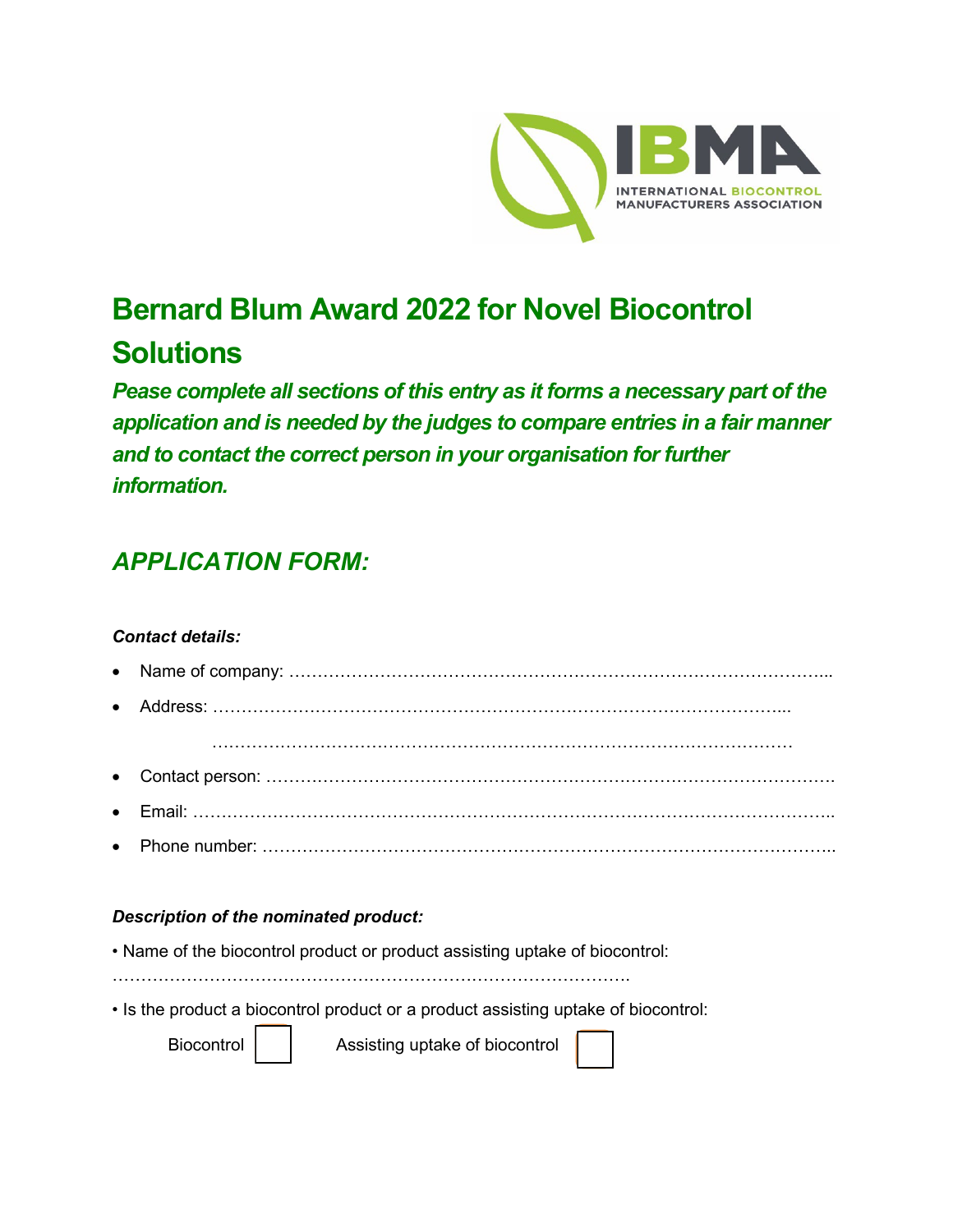# Bernard Blum Award 2022 for Novel Biocontrol Solutions

***Pease complete all sections of this entry as it forms a necessary part of the application and is needed by the judges to compare entries in a fair manner and to contact the correct person in your organisation for further information.***

## *APPLICATION FORM:*

***Contact details:***

- Name of company: …………………………………………………………………………………...
- Address: ………………………………………………………………………………………...

  ………………………………………………………………………………………
- Contact person: ……………………………………………………………………………………….
- Email: …………………………………………………………………………………………………..
- Phone number: ………………………………………………………………………………………..

***Description of the nominated product:***

• Name of the biocontrol product or product assisting uptake of biocontrol:

……………………………………………………………………………….

• Is the product a biocontrol product or a product assisting uptake of biocontrol:

Biocontrol ☐ Assisting uptake of biocontrol ☐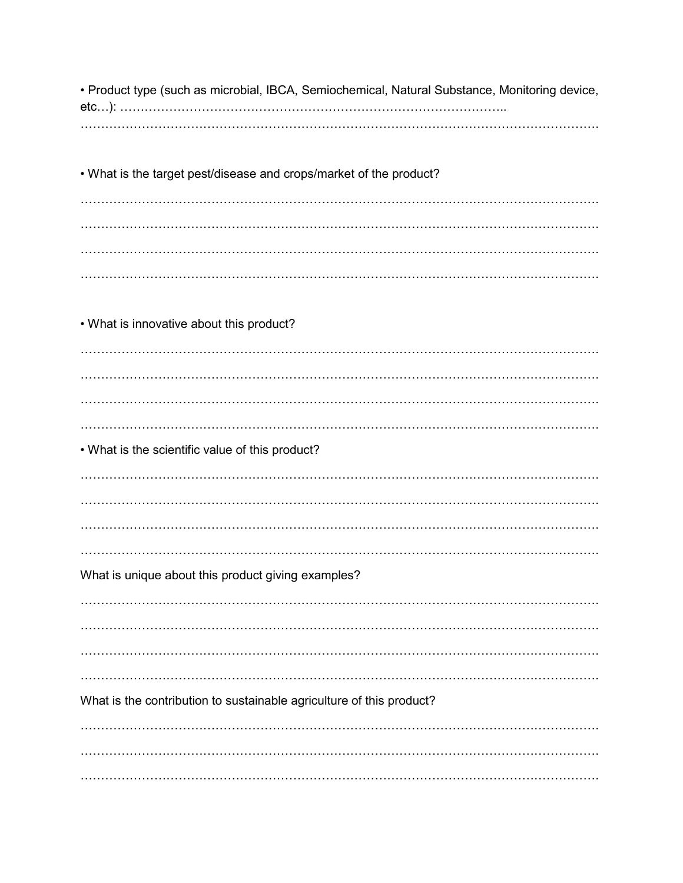• Product type (such as microbial, IBCA, Semiochemical, Natural Substance, Monitoring device, etc…): ……………………………………………………………………………………..
……………………………………………………………………………………………………………

• What is the target pest/disease and crops/market of the product?

……………………………………………………………………………………………………………
……………………………………………………………………………………………………………
……………………………………………………………………………………………………………
……………………………………………………………………………………………………………

• What is innovative about this product?

……………………………………………………………………………………………………………
……………………………………………………………………………………………………………
……………………………………………………………………………………………………………
……………………………………………………………………………………………………………

• What is the scientific value of this product?

……………………………………………………………………………………………………………
……………………………………………………………………………………………………………
……………………………………………………………………………………………………………
……………………………………………………………………………………………………………

What is unique about this product giving examples?

……………………………………………………………………………………………………………
……………………………………………………………………………………………………………
……………………………………………………………………………………………………………
……………………………………………………………………………………………………………

What is the contribution to sustainable agriculture of this product?

……………………………………………………………………………………………………………
……………………………………………………………………………………………………………
……………………………………………………………………………………………………………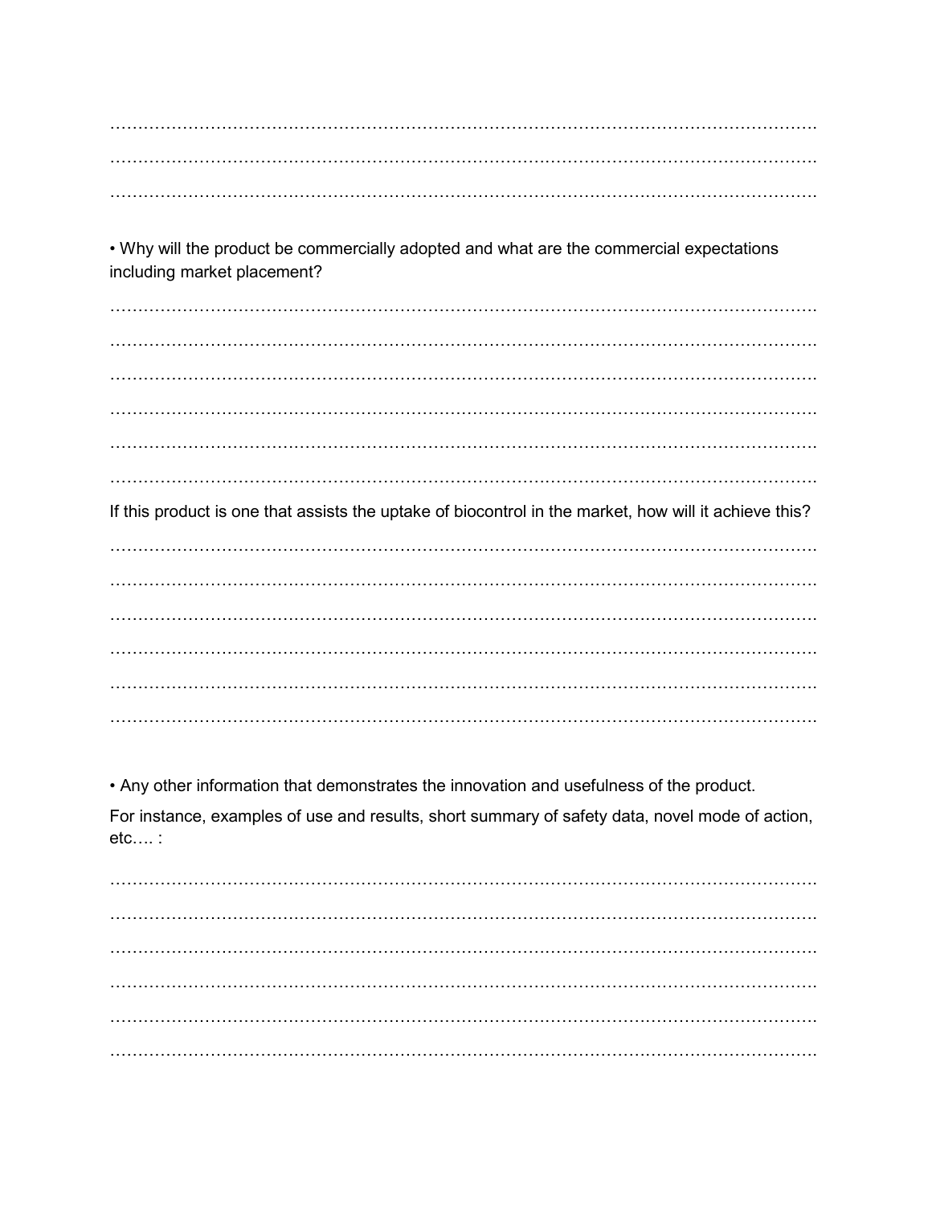…………………………………………………………………………………………………………………

…………………………………………………………………………………………………………………

…………………………………………………………………………………………………………………

• Why will the product be commercially adopted and what are the commercial expectations including market placement?

…………………………………………………………………………………………………………………

…………………………………………………………………………………………………………………

…………………………………………………………………………………………………………………

…………………………………………………………………………………………………………………

…………………………………………………………………………………………………………………

…………………………………………………………………………………………………………………

If this product is one that assists the uptake of biocontrol in the market, how will it achieve this?

…………………………………………………………………………………………………………………

…………………………………………………………………………………………………………………

…………………………………………………………………………………………………………………

…………………………………………………………………………………………………………………

…………………………………………………………………………………………………………………

…………………………………………………………………………………………………………………

• Any other information that demonstrates the innovation and usefulness of the product.

For instance, examples of use and results, short summary of safety data, novel mode of action, etc…. :

…………………………………………………………………………………………………………………

…………………………………………………………………………………………………………………

…………………………………………………………………………………………………………………

…………………………………………………………………………………………………………………

…………………………………………………………………………………………………………………

…………………………………………………………………………………………………………………